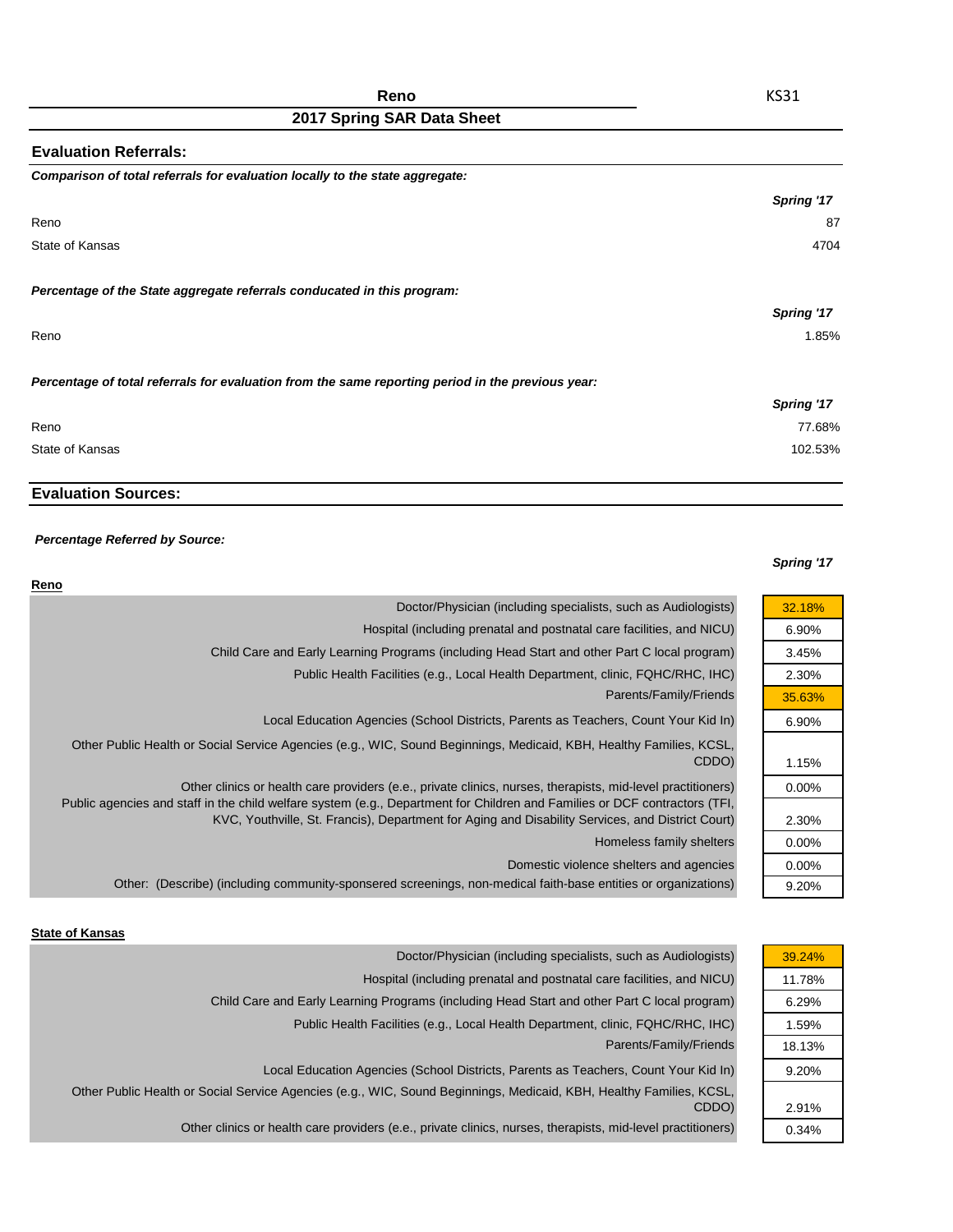# Reno

KS31

## 2017 Spring SAR Data Sheet

### Evaluation Referrals:

***Comparison of total referrals for evaluation locally to the state aggregate:***

| | *Spring '17* |
|---|---|
| Reno | 87 |
| State of Kansas | 4704 |

***Percentage of the State aggregate referrals conducated in this program:***

| | *Spring '17* |
|---|---|
| Reno | 1.85% |

***Percentage of total referrals for evaluation from the same reporting period in the previous year:***

| | *Spring '17* |
|---|---|
| Reno | 77.68% |
| State of Kansas | 102.53% |

### Evaluation Sources:

***Percentage Referred by Source:***

**Reno**

| | *Spring '17* |
|---|---|
| Doctor/Physician (including specialists, such as Audiologists) | 32.18% |
| Hospital (including prenatal and postnatal care facilities, and NICU) | 6.90% |
| Child Care and Early Learning Programs (including Head Start and other Part C local program) | 3.45% |
| Public Health Facilities (e.g., Local Health Department, clinic, FQHC/RHC, IHC) | 2.30% |
| Parents/Family/Friends | 35.63% |
| Local Education Agencies (School Districts, Parents as Teachers, Count Your Kid In) | 6.90% |
| Other Public Health or Social Service Agencies (e.g., WIC, Sound Beginnings, Medicaid, KBH, Healthy Families, KCSL, CDDO) | 1.15% |
| Other clinics or health care providers (e.e., private clinics, nurses, therapists, mid-level practitioners) | 0.00% |
| Public agencies and staff in the child welfare system (e.g., Department for Children and Families or DCF contractors (TFI, KVC, Youthville, St. Francis), Department for Aging and Disability Services, and District Court) | 2.30% |
| Homeless family shelters | 0.00% |
| Domestic violence shelters and agencies | 0.00% |
| Other: (Describe) (including community-sponsered screenings, non-medical faith-base entities or organizations) | 9.20% |

**State of Kansas**

| | *Spring '17* |
|---|---|
| Doctor/Physician (including specialists, such as Audiologists) | 39.24% |
| Hospital (including prenatal and postnatal care facilities, and NICU) | 11.78% |
| Child Care and Early Learning Programs (including Head Start and other Part C local program) | 6.29% |
| Public Health Facilities (e.g., Local Health Department, clinic, FQHC/RHC, IHC) | 1.59% |
| Parents/Family/Friends | 18.13% |
| Local Education Agencies (School Districts, Parents as Teachers, Count Your Kid In) | 9.20% |
| Other Public Health or Social Service Agencies (e.g., WIC, Sound Beginnings, Medicaid, KBH, Healthy Families, KCSL, CDDO) | 2.91% |
| Other clinics or health care providers (e.e., private clinics, nurses, therapists, mid-level practitioners) | 0.34% |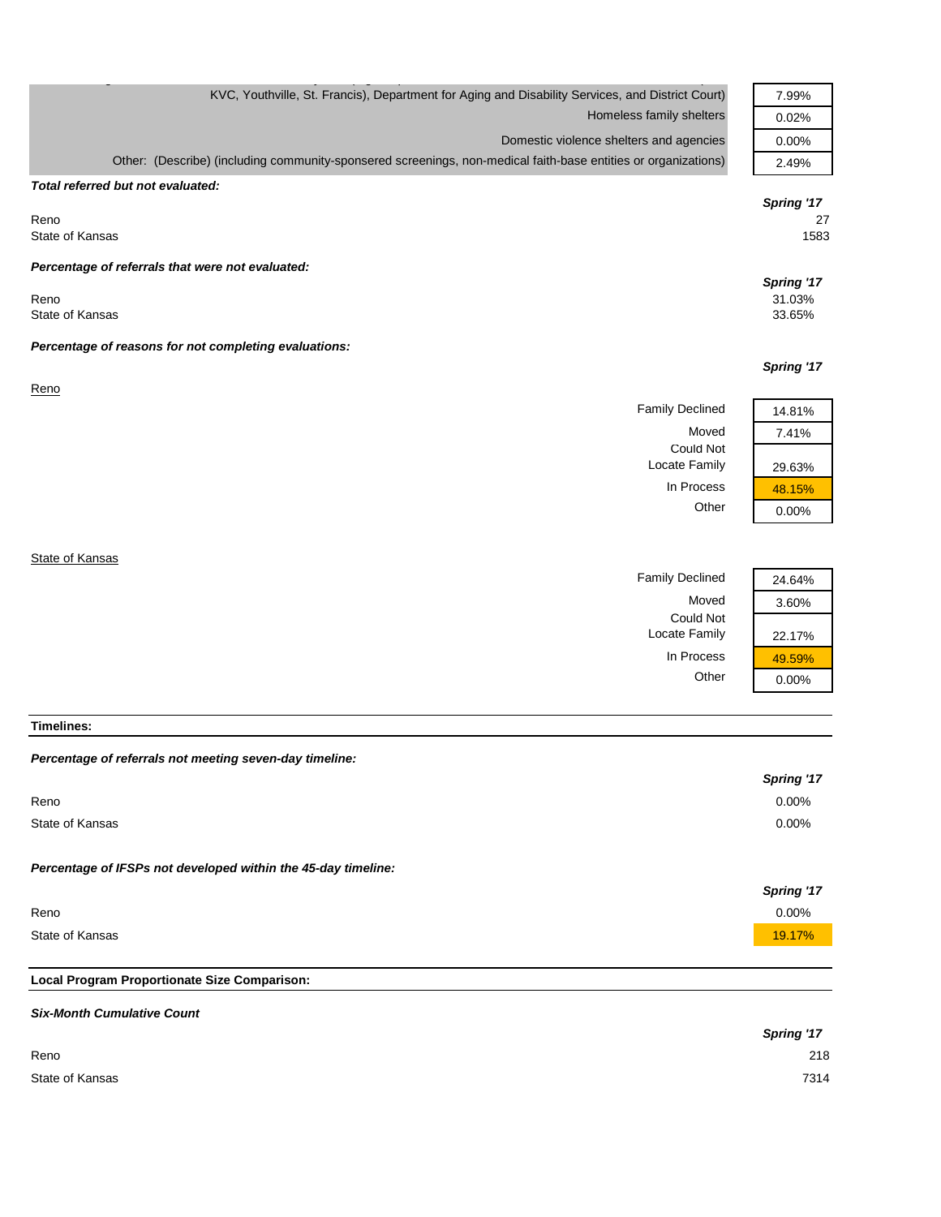| | |
|---|---|
| KVC, Youthville, St. Francis), Department for Aging and Disability Services, and District Court) | 7.99% |
| Homeless family shelters | 0.02% |
| Domestic violence shelters and agencies | 0.00% |
| Other: (Describe) (including community-sponsered screenings, non-medical faith-base entities or organizations) | 2.49% |

***Total referred but not evaluated:***

| | ***Spring '17*** |
|---|---|
| Reno | 27 |
| State of Kansas | 1583 |

***Percentage of referrals that were not evaluated:***

| | ***Spring '17*** |
|---|---|
| Reno | 31.03% |
| State of Kansas | 33.65% |

***Percentage of reasons for not completing evaluations:***

Reno

| | ***Spring '17*** |
|---|---|
| Family Declined | 14.81% |
| Moved | 7.41% |
| Could Not Locate Family | 29.63% |
| In Process | 48.15% |
| Other | 0.00% |

State of Kansas

| | ***Spring '17*** |
|---|---|
| Family Declined | 24.64% |
| Moved | 3.60% |
| Could Not Locate Family | 22.17% |
| In Process | 49.59% |
| Other | 0.00% |

**Timelines:**

***Percentage of referrals not meeting seven-day timeline:***

| | ***Spring '17*** |
|---|---|
| Reno | 0.00% |
| State of Kansas | 0.00% |

***Percentage of IFSPs not developed within the 45-day timeline:***

| | ***Spring '17*** |
|---|---|
| Reno | 0.00% |
| State of Kansas | 19.17% |

**Local Program Proportionate Size Comparison:**

***Six-Month Cumulative Count***

| | ***Spring '17*** |
|---|---|
| Reno | 218 |
| State of Kansas | 7314 |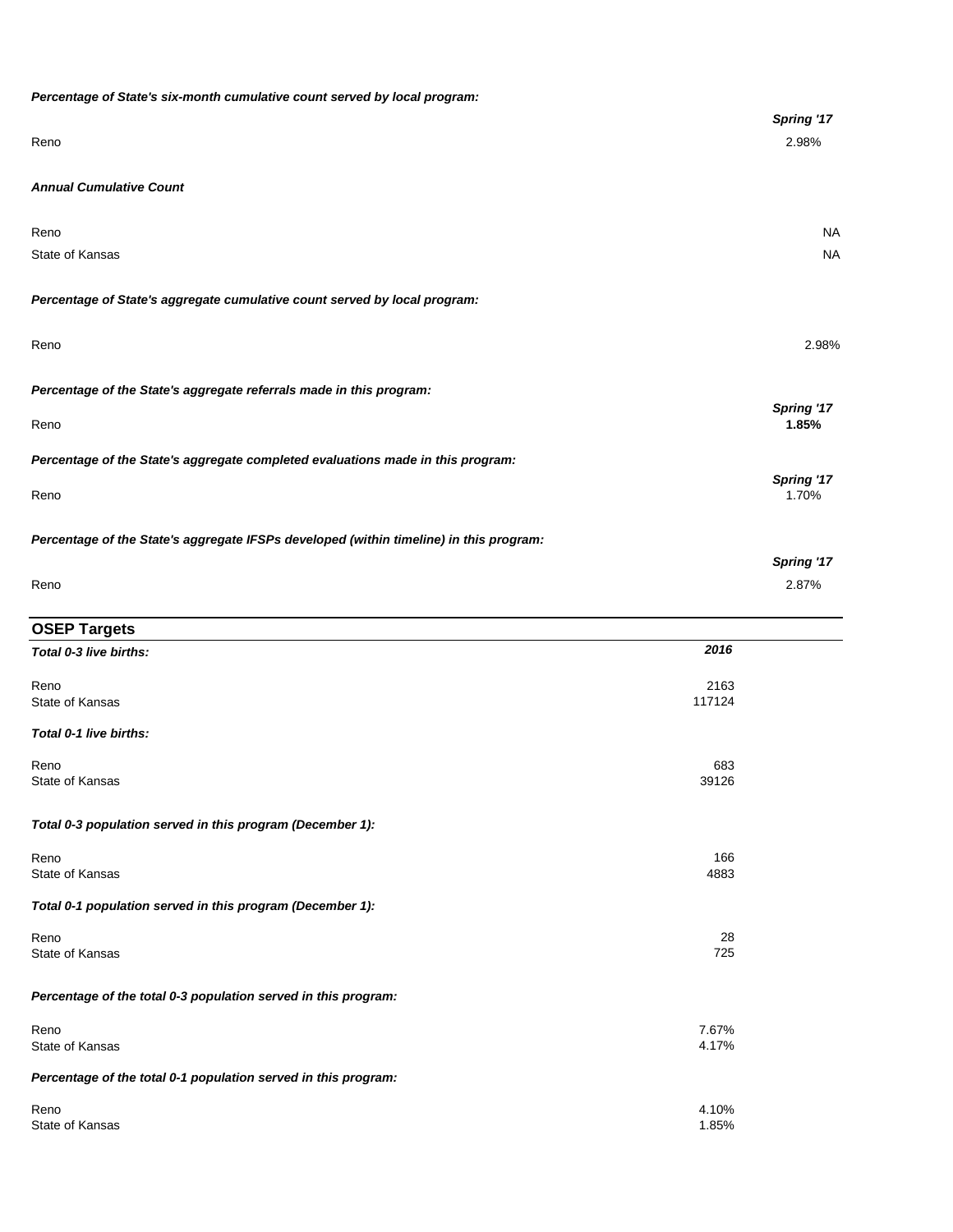***Percentage of State's six-month cumulative count served by local program:***

| | *Spring '17* |
|---|---|
| Reno | 2.98% |

***Annual Cumulative Count***

| | |
|---|---|
| Reno | NA |
| State of Kansas | NA |

***Percentage of State's aggregate cumulative count served by local program:***

| | |
|---|---|
| Reno | 2.98% |

***Percentage of the State's aggregate referrals made in this program:***

| | *Spring '17* |
|---|---|
| Reno | **1.85%** |

***Percentage of the State's aggregate completed evaluations made in this program:***

| | *Spring '17* |
|---|---|
| Reno | 1.70% |

***Percentage of the State's aggregate IFSPs developed (within timeline) in this program:***

| | *Spring '17* |
|---|---|
| Reno | 2.87% |

## OSEP Targets

| ***Total 0-3 live births:*** | ***2016*** |
|---|---|
| Reno | 2163 |
| State of Kansas | 117124 |

***Total 0-1 live births:***

| | |
|---|---|
| Reno | 683 |
| State of Kansas | 39126 |

***Total 0-3 population served in this program (December 1):***

| | |
|---|---|
| Reno | 166 |
| State of Kansas | 4883 |

***Total 0-1 population served in this program (December 1):***

| | |
|---|---|
| Reno | 28 |
| State of Kansas | 725 |

***Percentage of the total 0-3 population served in this program:***

| | |
|---|---|
| Reno | 7.67% |
| State of Kansas | 4.17% |

***Percentage of the total 0-1 population served in this program:***

| | |
|---|---|
| Reno | 4.10% |
| State of Kansas | 1.85% |